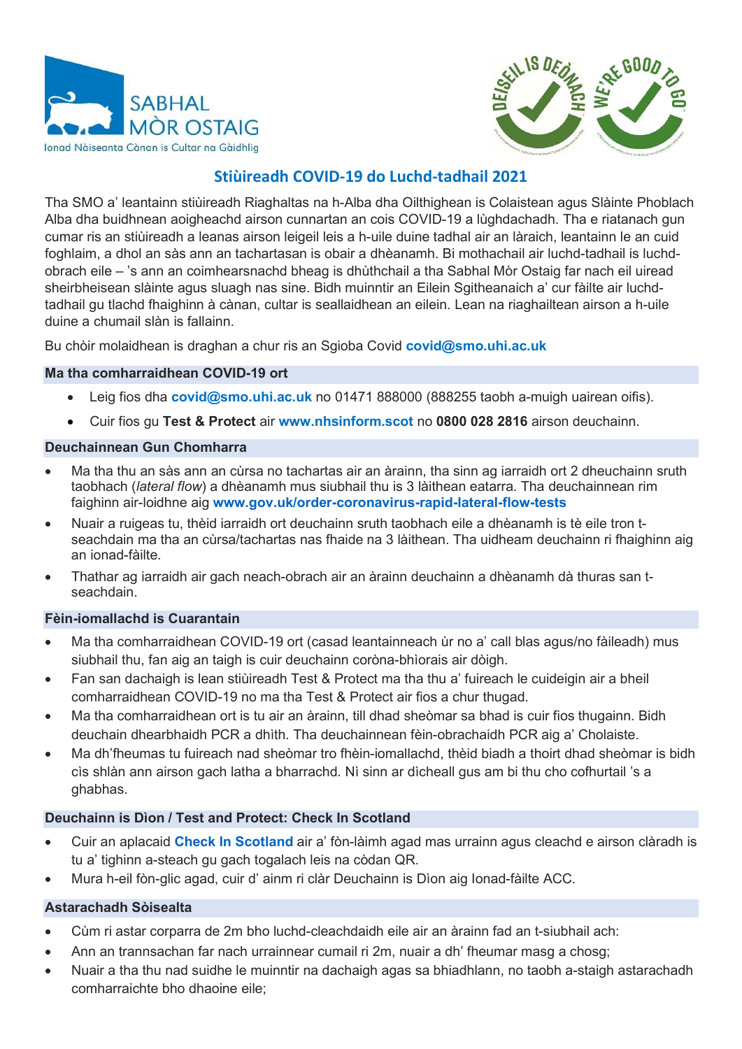SABHAL MÒR OSTAIG

Ionad Nàiseanta Cànan is Cultar na Gàidhlig

DEISEIL IS DEÒNACH

WE'RE GOOD TO GO

## Stiùireadh COVID-19 do Luchd-tadhail 2021

Tha SMO a' leantainn stiùireadh Riaghaltas na h-Alba dha Oilthighean is Colaistean agus Slàinte Phoblach Alba dha buidhnean aoigheachd airson cunnartan an cois COVID-19 a lùghdachadh. Tha e riatanach gun cumar ris an stiùireadh a leanas airson leigeil leis a h-uile duine tadhal air an làraich, leantainn le an cuid foghlaim, a dhol an sàs ann an tachartasan is obair a dhèanamh. Bi mothachail air luchd-tadhail is luchd-obrach eile – 's ann an coimhearsnachd bheag is dhùthchail a tha Sabhal Mòr Ostaig far nach eil uiread sheirbheisean slàinte agus sluagh nas sine. Bidh muinntir an Eilein Sgitheanaich a' cur fàilte air luchd-tadhail gu tlachd fhaighinn à cànan, cultar is seallaidhean an eilein. Lean na riaghailtean airson a h-uile duine a chumail slàn is fallainn.

Bu chòir molaidhean is draghan a chur ris an Sgioba Covid **covid@smo.uhi.ac.uk**

### Ma tha comharraidhean COVID-19 ort

- Leig fios dha **covid@smo.uhi.ac.uk** no 01471 888000 (888255 taobh a-muigh uairean oifis).
- Cuir fios gu **Test & Protect** air **www.nhsinform.scot** no **0800 028 2816** airson deuchainn.

### Deuchainnean Gun Chomharra

- Ma tha thu an sàs ann an cùrsa no tachartas air an àrainn, tha sinn ag iarraidh ort 2 dheuchainn sruth taobhach (*lateral flow*) a dhèanamh mus siubhail thu is 3 làithean eatarra. Tha deuchainnean rim faighinn air-loidhne aig **www.gov.uk/order-coronavirus-rapid-lateral-flow-tests**
- Nuair a ruigeas tu, thèid iarraidh ort deuchainn sruth taobhach eile a dhèanamh is tè eile tron t-seachdain ma tha an cùrsa/tachartas nas fhaide na 3 làithean. Tha uidheam deuchainn ri fhaighinn aig an ionad-fàilte.
- Thathar ag iarraidh air gach neach-obrach air an àrainn deuchainn a dhèanamh dà thuras san t-seachdain.

### Fèin-iomallachd is Cuarantain

- Ma tha comharraidhean COVID-19 ort (casad leantainneach ùr no a' call blas agus/no fàileadh) mus siubhail thu, fan aig an taigh is cuir deuchainn coròna-bhìorais air dòigh.
- Fan san dachaigh is lean stiùireadh Test & Protect ma tha thu a' fuireach le cuideigin air a bheil comharraidhean COVID-19 no ma tha Test & Protect air fios a chur thugad.
- Ma tha comharraidhean ort is tu air an àrainn, till dhad sheòmar sa bhad is cuir fios thugainn. Bidh deuchain dhearbhaidh PCR a dhìth. Tha deuchainnean fèin-obrachaidh PCR aig a' Cholaiste.
- Ma dh'fheumas tu fuireach nad sheòmar tro fhèin-iomallachd, thèid biadh a thoirt dhad sheòmar is bidh cìs shlàn ann airson gach latha a bharrachd. Nì sinn ar dìcheall gus am bi thu cho cofhurtail 's a ghabhas.

### Deuchainn is Dìon / Test and Protect: Check In Scotland

- Cuir an aplacaid **Check In Scotland** air a' fòn-làimh agad mas urrainn agus cleachd e airson clàradh is tu a' tighinn a-steach gu gach togalach leis na còdan QR.
- Mura h-eil fòn-glic agad, cuir d' ainm ri clàr Deuchainn is Dìon aig Ionad-fàilte ACC.

### Astarachadh Sòisealta

- Cùm ri astar corparra de 2m bho luchd-cleachdaidh eile air an àrainn fad an t-siubhail ach:
- Ann an trannsachan far nach urrainnear cumail ri 2m, nuair a dh' fheumar masg a chosg;
- Nuair a tha thu nad suidhe le muinntir na dachaigh agas sa bhiadhlann, no taobh a-staigh astarachadh comharraichte bho dhaoine eile;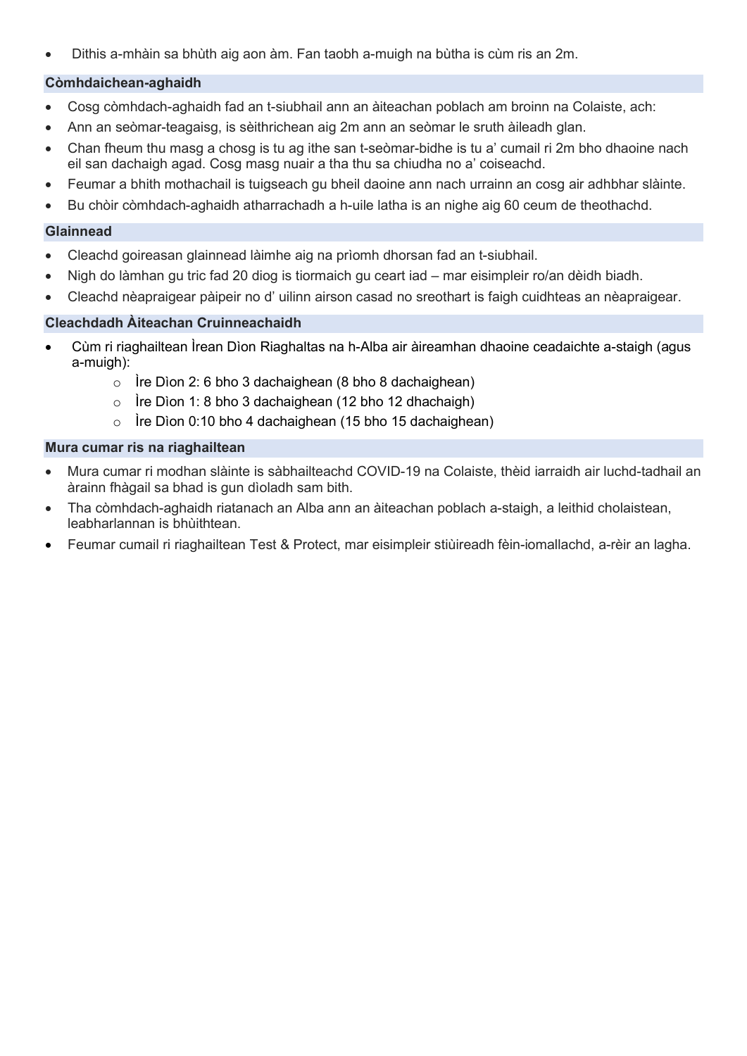- Dithis a-mhàin sa bhùth aig aon àm. Fan taobh a-muigh na bùtha is cùm ris an 2m.

### Còmhdaichean-aghaidh

- Cosg còmhdach-aghaidh fad an t-siubhail ann an àiteachan poblach am broinn na Colaiste, ach:
- Ann an seòmar-teagaisg, is sèithrichean aig 2m ann an seòmar le sruth àileadh glan.
- Chan fheum thu masg a chosg is tu ag ithe san t-seòmar-bidhe is tu a' cumail ri 2m bho dhaoine nach eil san dachaigh agad. Cosg masg nuair a tha thu sa chiudha no a' coiseachd.
- Feumar a bhith mothachail is tuigseach gu bheil daoine ann nach urrainn an cosg air adhbhar slàinte.
- Bu chòir còmhdach-aghaidh atharrachadh a h-uile latha is an nighe aig 60 ceum de theothachd.

### Glainnead

- Cleachd goireasan glainnead làimhe aig na prìomh dhorsan fad an t-siubhail.
- Nigh do làmhan gu tric fad 20 diog is tiormaich gu ceart iad – mar eisimpleir ro/an dèidh biadh.
- Cleachd nèapraigear pàipeir no d' uilinn airson casad no sreothart is faigh cuidhteas an nèapraigear.

### Cleachdadh Àiteachan Cruinneachaidh

- Cùm ri riaghailtean Ìrean Dìon Riaghaltas na h-Alba air àireamhan dhaoine ceadaichte a-staigh (agus a-muigh):
  - Ìre Dìon 2: 6 bho 3 dachaighean (8 bho 8 dachaighean)
  - Ìre Dìon 1: 8 bho 3 dachaighean (12 bho 12 dhachaigh)
  - Ìre Dìon 0:10 bho 4 dachaighean (15 bho 15 dachaighean)

### Mura cumar ris na riaghailtean

- Mura cumar ri modhan slàinte is sàbhailteachd COVID-19 na Colaiste, thèid iarraidh air luchd-tadhail an àrainn fhàgail sa bhad is gun dìoladh sam bith.
- Tha còmhdach-aghaidh riatanach an Alba ann an àiteachan poblach a-staigh, a leithid cholaistean, leabharlannan is bhùithtean.
- Feumar cumail ri riaghailtean Test & Protect, mar eisimpleir stiùireadh fèin-iomallachd, a-rèir an lagha.